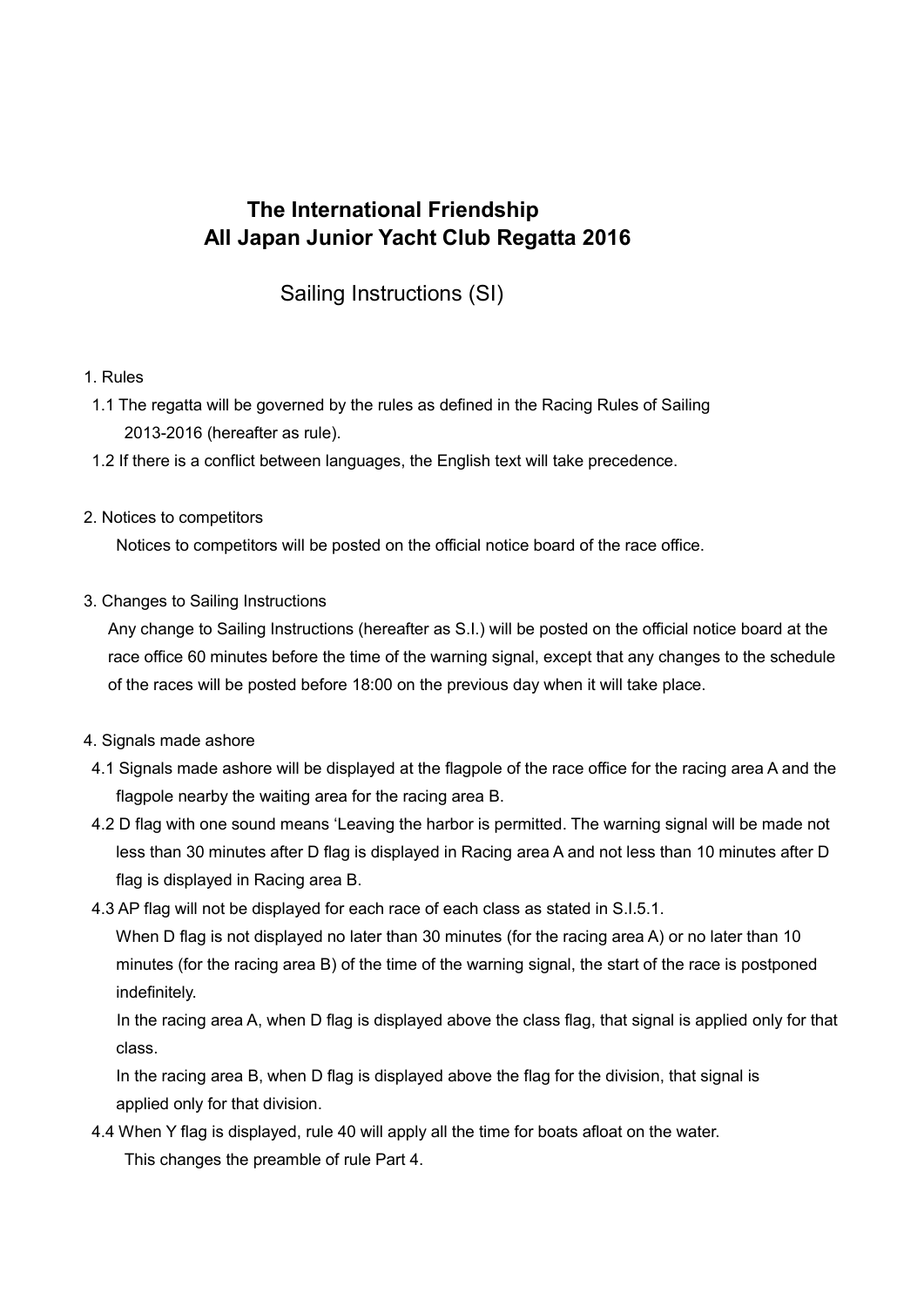# The International Friendship
# All Japan Junior Yacht Club Regatta 2016

## Sailing Instructions (SI)

1. Rules

1.1 The regatta will be governed by the rules as defined in the Racing Rules of Sailing 2013-2016 (hereafter as rule).

1.2 If there is a conflict between languages, the English text will take precedence.

2. Notices to competitors

Notices to competitors will be posted on the official notice board of the race office.

3. Changes to Sailing Instructions

Any change to Sailing Instructions (hereafter as S.I.) will be posted on the official notice board at the race office 60 minutes before the time of the warning signal, except that any changes to the schedule of the races will be posted before 18:00 on the previous day when it will take place.

4. Signals made ashore

4.1 Signals made ashore will be displayed at the flagpole of the race office for the racing area A and the flagpole nearby the waiting area for the racing area B.

4.2 D flag with one sound means 'Leaving the harbor is permitted. The warning signal will be made not less than 30 minutes after D flag is displayed in Racing area A and not less than 10 minutes after D flag is displayed in Racing area B.

4.3 AP flag will not be displayed for each race of each class as stated in S.I.5.1.

When D flag is not displayed no later than 30 minutes (for the racing area A) or no later than 10 minutes (for the racing area B) of the time of the warning signal, the start of the race is postponed indefinitely.

In the racing area A, when D flag is displayed above the class flag, that signal is applied only for that class.

In the racing area B, when D flag is displayed above the flag for the division, that signal is applied only for that division.

4.4 When Y flag is displayed, rule 40 will apply all the time for boats afloat on the water.

This changes the preamble of rule Part 4.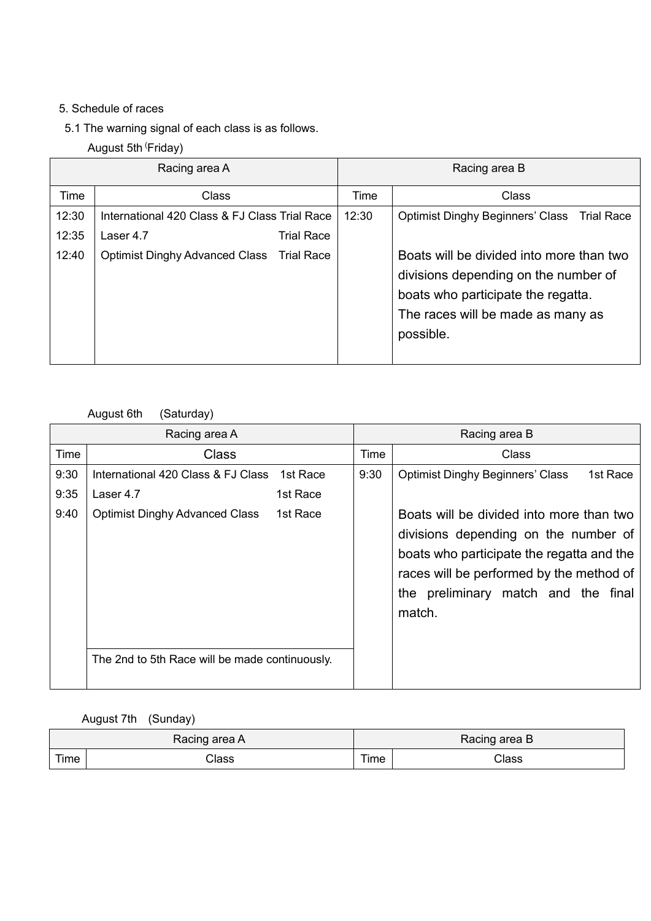5. Schedule of races

5.1 The warning signal of each class is as follows.

August 5th (Friday)

| Racing area A | | Racing area B | |
|---|---|---|---|
| Time | Class | Time | Class |
| 12:30<br>12:35<br>12:40 | International 420 Class & FJ Class Trial Race<br>Laser 4.7 Trial Race<br>Optimist Dinghy Advanced Class Trial Race | 12:30 | Optimist Dinghy Beginners' Class Trial Race<br><br>Boats will be divided into more than two divisions depending on the number of boats who participate the regatta.<br>The races will be made as many as possible. |

August 6th (Saturday)

| Racing area A | | Racing area B | |
|---|---|---|---|
| Time | Class | Time | Class |
| 9:30<br>9:35<br>9:40 | International 420 Class & FJ Class 1st Race<br>Laser 4.7 1st Race<br>Optimist Dinghy Advanced Class 1st Race<br><br>The 2nd to 5th Race will be made continuously. | 9:30 | Optimist Dinghy Beginners' Class 1st Race<br><br>Boats will be divided into more than two divisions depending on the number of boats who participate the regatta and the races will be performed by the method of the preliminary match and the final match. |

August 7th (Sunday)

| Racing area A | | Racing area B | |
|---|---|---|---|
| Time | Class | Time | Class |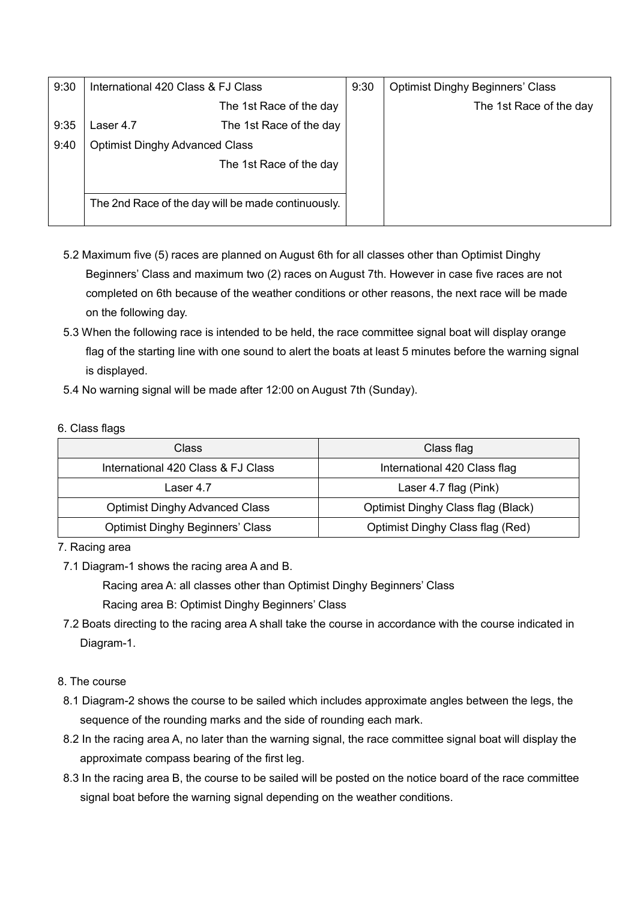| | | | |
|---|---|---|---|
| 9:30<br><br>9:35<br>9:40 | International 420 Class & FJ Class<br>The 1st Race of the day<br>Laser 4.7 The 1st Race of the day<br>Optimist Dinghy Advanced Class<br>The 1st Race of the day<br><br>The 2nd Race of the day will be made continuously. | 9:30 | Optimist Dinghy Beginners' Class<br>The 1st Race of the day |

5.2 Maximum five (5) races are planned on August 6th for all classes other than Optimist Dinghy Beginners' Class and maximum two (2) races on August 7th. However in case five races are not completed on 6th because of the weather conditions or other reasons, the next race will be made on the following day.

5.3 When the following race is intended to be held, the race committee signal boat will display orange flag of the starting line with one sound to alert the boats at least 5 minutes before the warning signal is displayed.

5.4 No warning signal will be made after 12:00 on August 7th (Sunday).

6. Class flags

| Class | Class flag |
|---|---|
| International 420 Class & FJ Class | International 420 Class flag |
| Laser 4.7 | Laser 4.7 flag (Pink) |
| Optimist Dinghy Advanced Class | Optimist Dinghy Class flag (Black) |
| Optimist Dinghy Beginners' Class | Optimist Dinghy Class flag (Red) |

7. Racing area

7.1 Diagram-1 shows the racing area A and B.

Racing area A: all classes other than Optimist Dinghy Beginners' Class

Racing area B: Optimist Dinghy Beginners' Class

7.2 Boats directing to the racing area A shall take the course in accordance with the course indicated in Diagram-1.

8. The course

8.1 Diagram-2 shows the course to be sailed which includes approximate angles between the legs, the sequence of the rounding marks and the side of rounding each mark.

8.2 In the racing area A, no later than the warning signal, the race committee signal boat will display the approximate compass bearing of the first leg.

8.3 In the racing area B, the course to be sailed will be posted on the notice board of the race committee signal boat before the warning signal depending on the weather conditions.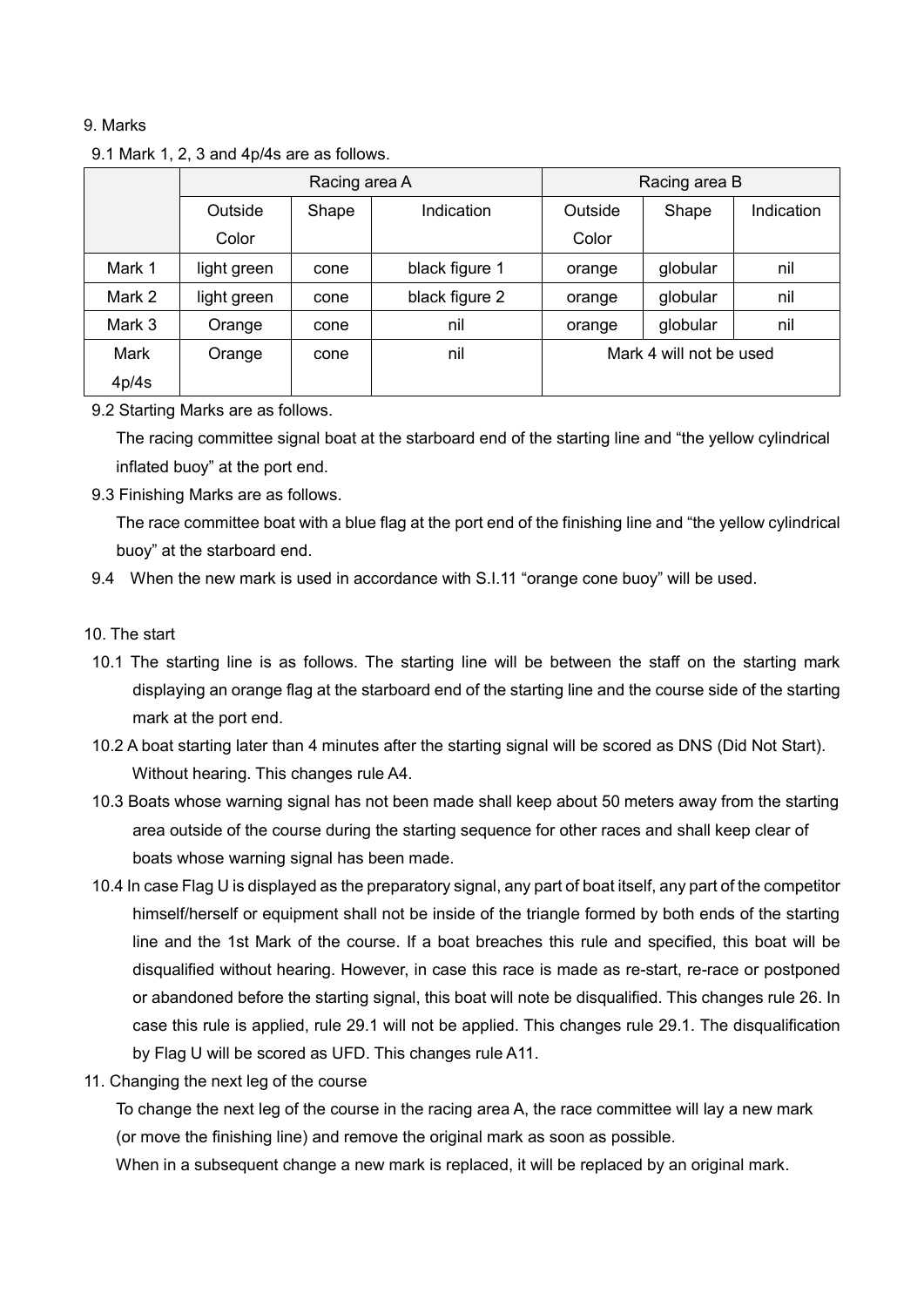9. Marks

9.1 Mark 1, 2, 3 and 4p/4s are as follows.

| | Racing area A | | | Racing area B | | |
|---|---|---|---|---|---|---|
| | Outside Color | Shape | Indication | Outside Color | Shape | Indication |
| Mark 1 | light green | cone | black figure 1 | orange | globular | nil |
| Mark 2 | light green | cone | black figure 2 | orange | globular | nil |
| Mark 3 | Orange | cone | nil | orange | globular | nil |
| Mark 4p/4s | Orange | cone | nil | Mark 4 will not be used | | |

9.2 Starting Marks are as follows.

The racing committee signal boat at the starboard end of the starting line and "the yellow cylindrical inflated buoy" at the port end.

9.3 Finishing Marks are as follows.

The race committee boat with a blue flag at the port end of the finishing line and "the yellow cylindrical buoy" at the starboard end.

9.4 When the new mark is used in accordance with S.I.11 "orange cone buoy" will be used.

10. The start

10.1 The starting line is as follows. The starting line will be between the staff on the starting mark displaying an orange flag at the starboard end of the starting line and the course side of the starting mark at the port end.

10.2 A boat starting later than 4 minutes after the starting signal will be scored as DNS (Did Not Start). Without hearing. This changes rule A4.

10.3 Boats whose warning signal has not been made shall keep about 50 meters away from the starting area outside of the course during the starting sequence for other races and shall keep clear of boats whose warning signal has been made.

10.4 In case Flag U is displayed as the preparatory signal, any part of boat itself, any part of the competitor himself/herself or equipment shall not be inside of the triangle formed by both ends of the starting line and the 1st Mark of the course. If a boat breaches this rule and specified, this boat will be disqualified without hearing. However, in case this race is made as re-start, re-race or postponed or abandoned before the starting signal, this boat will note be disqualified. This changes rule 26. In case this rule is applied, rule 29.1 will not be applied. This changes rule 29.1. The disqualification by Flag U will be scored as UFD. This changes rule A11.

11. Changing the next leg of the course

To change the next leg of the course in the racing area A, the race committee will lay a new mark (or move the finishing line) and remove the original mark as soon as possible.

When in a subsequent change a new mark is replaced, it will be replaced by an original mark.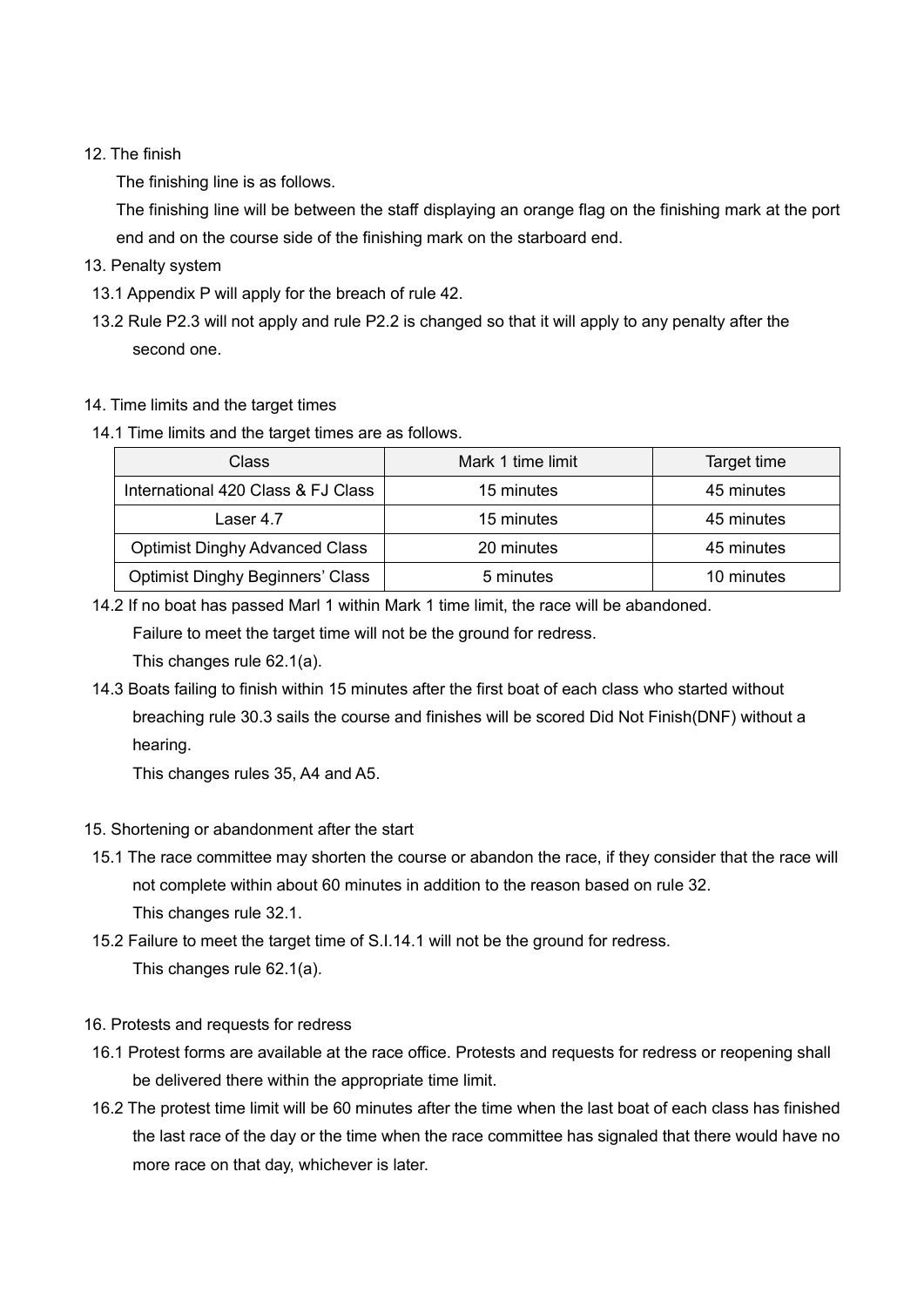12. The finish

The finishing line is as follows.

The finishing line will be between the staff displaying an orange flag on the finishing mark at the port end and on the course side of the finishing mark on the starboard end.

13. Penalty system

13.1 Appendix P will apply for the breach of rule 42.

13.2 Rule P2.3 will not apply and rule P2.2 is changed so that it will apply to any penalty after the second one.

14. Time limits and the target times

14.1 Time limits and the target times are as follows.

| Class | Mark 1 time limit | Target time |
|---|---|---|
| International 420 Class & FJ Class | 15 minutes | 45 minutes |
| Laser 4.7 | 15 minutes | 45 minutes |
| Optimist Dinghy Advanced Class | 20 minutes | 45 minutes |
| Optimist Dinghy Beginners' Class | 5 minutes | 10 minutes |

14.2 If no boat has passed Marl 1 within Mark 1 time limit, the race will be abandoned.

Failure to meet the target time will not be the ground for redress.

This changes rule 62.1(a).

14.3 Boats failing to finish within 15 minutes after the first boat of each class who started without breaching rule 30.3 sails the course and finishes will be scored Did Not Finish(DNF) without a hearing.

This changes rules 35, A4 and A5.

15. Shortening or abandonment after the start

15.1 The race committee may shorten the course or abandon the race, if they consider that the race will not complete within about 60 minutes in addition to the reason based on rule 32.

This changes rule 32.1.

15.2 Failure to meet the target time of S.I.14.1 will not be the ground for redress.

This changes rule 62.1(a).

16. Protests and requests for redress

16.1 Protest forms are available at the race office. Protests and requests for redress or reopening shall be delivered there within the appropriate time limit.

16.2 The protest time limit will be 60 minutes after the time when the last boat of each class has finished the last race of the day or the time when the race committee has signaled that there would have no more race on that day, whichever is later.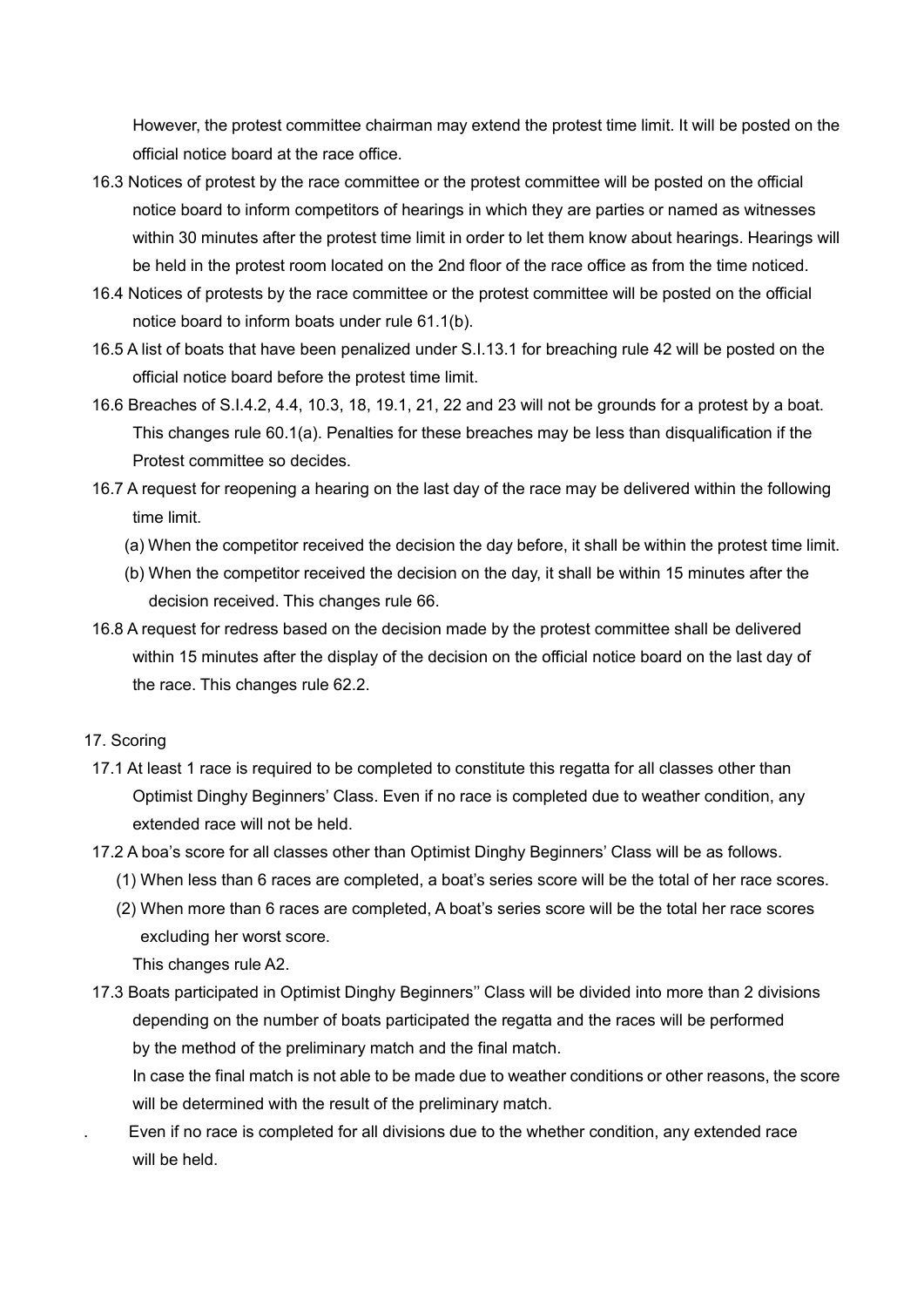However, the protest committee chairman may extend the protest time limit. It will be posted on the official notice board at the race office.

16.3 Notices of protest by the race committee or the protest committee will be posted on the official notice board to inform competitors of hearings in which they are parties or named as witnesses within 30 minutes after the protest time limit in order to let them know about hearings. Hearings will be held in the protest room located on the 2nd floor of the race office as from the time noticed.

16.4 Notices of protests by the race committee or the protest committee will be posted on the official notice board to inform boats under rule 61.1(b).

16.5 A list of boats that have been penalized under S.I.13.1 for breaching rule 42 will be posted on the official notice board before the protest time limit.

16.6 Breaches of S.I.4.2, 4.4, 10.3, 18, 19.1, 21, 22 and 23 will not be grounds for a protest by a boat. This changes rule 60.1(a). Penalties for these breaches may be less than disqualification if the Protest committee so decides.

16.7 A request for reopening a hearing on the last day of the race may be delivered within the following time limit.

(a) When the competitor received the decision the day before, it shall be within the protest time limit.

(b) When the competitor received the decision on the day, it shall be within 15 minutes after the decision received. This changes rule 66.

16.8 A request for redress based on the decision made by the protest committee shall be delivered within 15 minutes after the display of the decision on the official notice board on the last day of the race. This changes rule 62.2.

17. Scoring

17.1 At least 1 race is required to be completed to constitute this regatta for all classes other than Optimist Dinghy Beginners' Class. Even if no race is completed due to weather condition, any extended race will not be held.

17.2 A boa's score for all classes other than Optimist Dinghy Beginners' Class will be as follows.

(1) When less than 6 races are completed, a boat's series score will be the total of her race scores.

(2) When more than 6 races are completed, A boat's series score will be the total her race scores excluding her worst score.

This changes rule A2.

17.3 Boats participated in Optimist Dinghy Beginners'' Class will be divided into more than 2 divisions depending on the number of boats participated the regatta and the races will be performed by the method of the preliminary match and the final match.

In case the final match is not able to be made due to weather conditions or other reasons, the score will be determined with the result of the preliminary match.

. Even if no race is completed for all divisions due to the whether condition, any extended race will be held.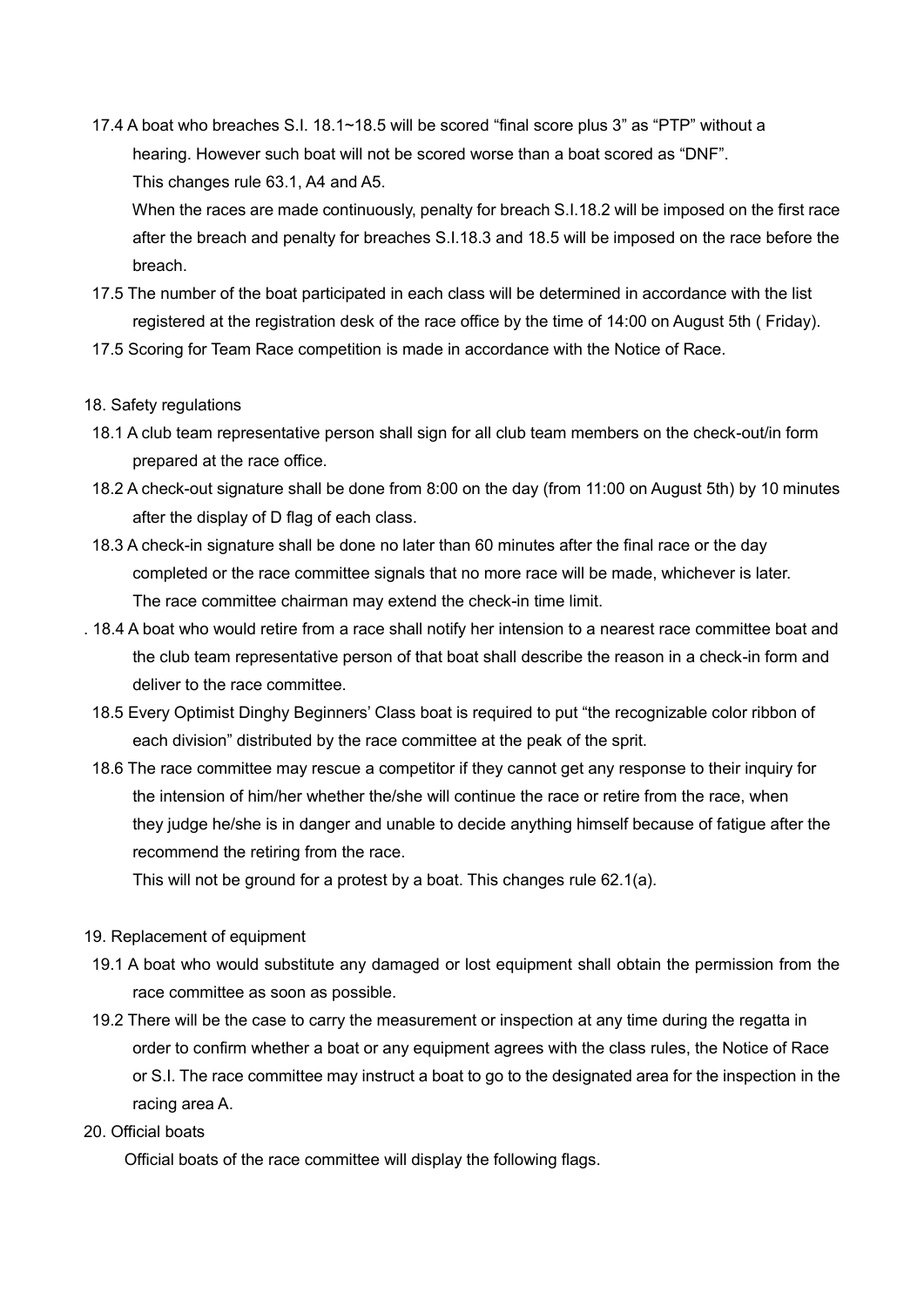17.4 A boat who breaches S.I. 18.1~18.5 will be scored "final score plus 3" as "PTP" without a hearing. However such boat will not be scored worse than a boat scored as "DNF". This changes rule 63.1, A4 and A5.

When the races are made continuously, penalty for breach S.I.18.2 will be imposed on the first race after the breach and penalty for breaches S.I.18.3 and 18.5 will be imposed on the race before the breach.

17.5 The number of the boat participated in each class will be determined in accordance with the list registered at the registration desk of the race office by the time of 14:00 on August 5th ( Friday).

17.5 Scoring for Team Race competition is made in accordance with the Notice of Race.

18. Safety regulations

18.1 A club team representative person shall sign for all club team members on the check-out/in form prepared at the race office.

18.2 A check-out signature shall be done from 8:00 on the day (from 11:00 on August 5th) by 10 minutes after the display of D flag of each class.

18.3 A check-in signature shall be done no later than 60 minutes after the final race or the day completed or the race committee signals that no more race will be made, whichever is later. The race committee chairman may extend the check-in time limit.

. 18.4 A boat who would retire from a race shall notify her intension to a nearest race committee boat and the club team representative person of that boat shall describe the reason in a check-in form and deliver to the race committee.

18.5 Every Optimist Dinghy Beginners' Class boat is required to put "the recognizable color ribbon of each division" distributed by the race committee at the peak of the sprit.

18.6 The race committee may rescue a competitor if they cannot get any response to their inquiry for the intension of him/her whether the/she will continue the race or retire from the race, when they judge he/she is in danger and unable to decide anything himself because of fatigue after the recommend the retiring from the race.

This will not be ground for a protest by a boat. This changes rule 62.1(a).

19. Replacement of equipment

19.1 A boat who would substitute any damaged or lost equipment shall obtain the permission from the race committee as soon as possible.

19.2 There will be the case to carry the measurement or inspection at any time during the regatta in order to confirm whether a boat or any equipment agrees with the class rules, the Notice of Race or S.I. The race committee may instruct a boat to go to the designated area for the inspection in the racing area A.

20. Official boats

Official boats of the race committee will display the following flags.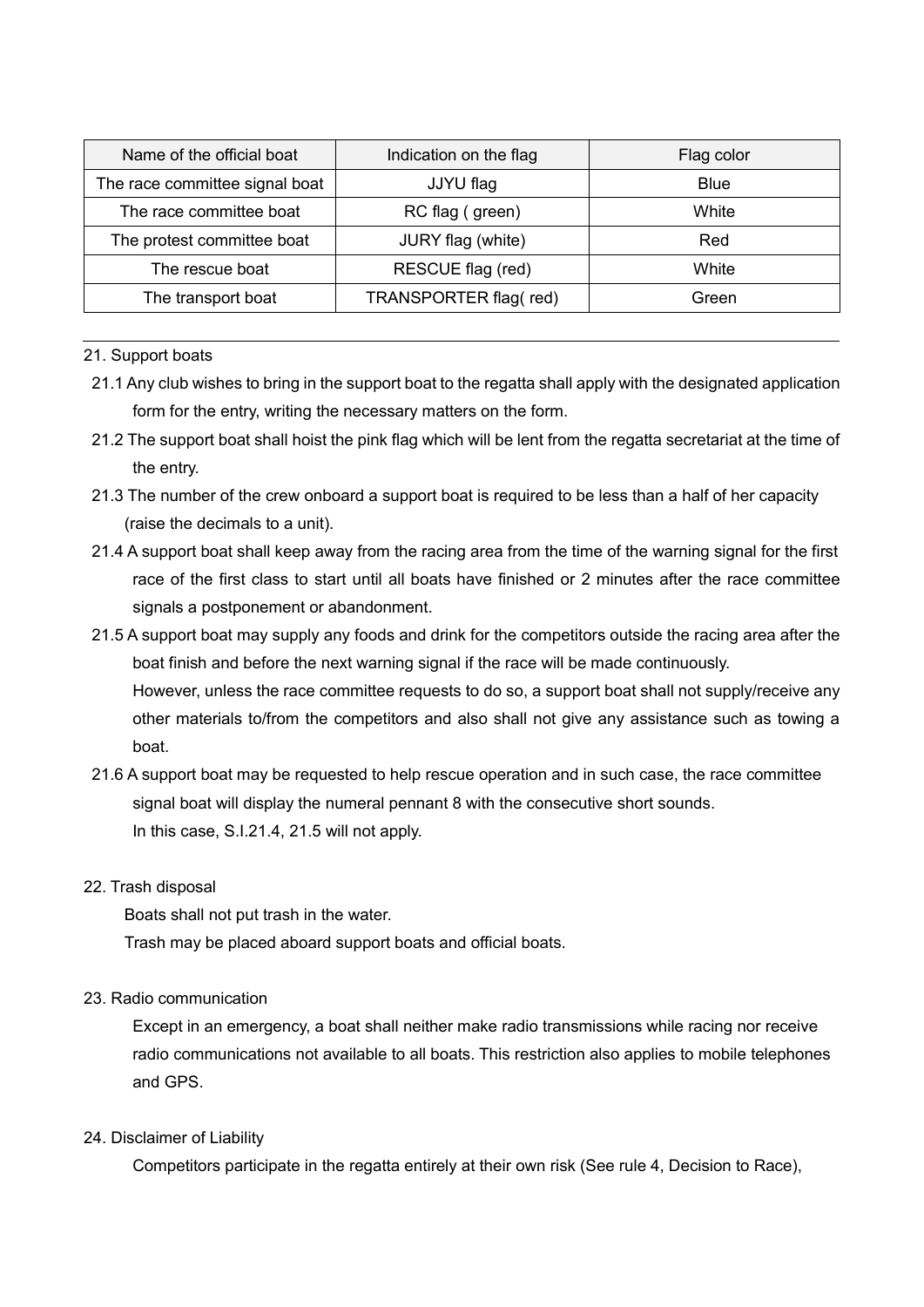| Name of the official boat | Indication on the flag | Flag color |
| --- | --- | --- |
| The race committee signal boat | JJYU flag | Blue |
| The race committee boat | RC flag ( green) | White |
| The protest committee boat | JURY flag (white) | Red |
| The rescue boat | RESCUE flag (red) | White |
| The transport boat | TRANSPORTER flag( red) | Green |

---

21. Support boats

21.1 Any club wishes to bring in the support boat to the regatta shall apply with the designated application form for the entry, writing the necessary matters on the form.

21.2 The support boat shall hoist the pink flag which will be lent from the regatta secretariat at the time of the entry.

21.3 The number of the crew onboard a support boat is required to be less than a half of her capacity (raise the decimals to a unit).

21.4 A support boat shall keep away from the racing area from the time of the warning signal for the first race of the first class to start until all boats have finished or 2 minutes after the race committee signals a postponement or abandonment.

21.5 A support boat may supply any foods and drink for the competitors outside the racing area after the boat finish and before the next warning signal if the race will be made continuously.
However, unless the race committee requests to do so, a support boat shall not supply/receive any other materials to/from the competitors and also shall not give any assistance such as towing a boat.

21.6 A support boat may be requested to help rescue operation and in such case, the race committee signal boat will display the numeral pennant 8 with the consecutive short sounds.
In this case, S.I.21.4, 21.5 will not apply.

22. Trash disposal

Boats shall not put trash in the water.
Trash may be placed aboard support boats and official boats.

23. Radio communication

Except in an emergency, a boat shall neither make radio transmissions while racing nor receive radio communications not available to all boats. This restriction also applies to mobile telephones and GPS.

24. Disclaimer of Liability

Competitors participate in the regatta entirely at their own risk (See rule 4, Decision to Race),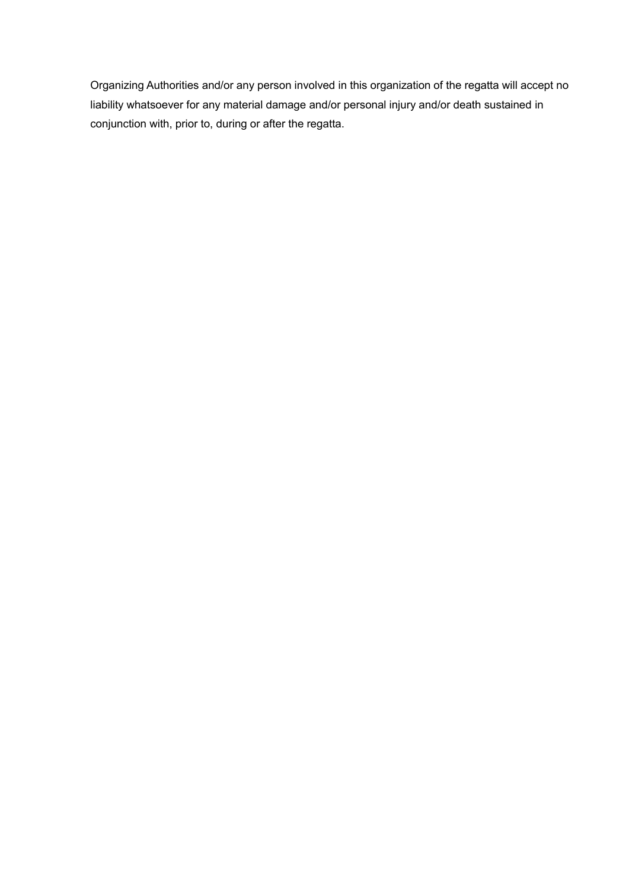Organizing Authorities and/or any person involved in this organization of the regatta will accept no liability whatsoever for any material damage and/or personal injury and/or death sustained in conjunction with, prior to, during or after the regatta.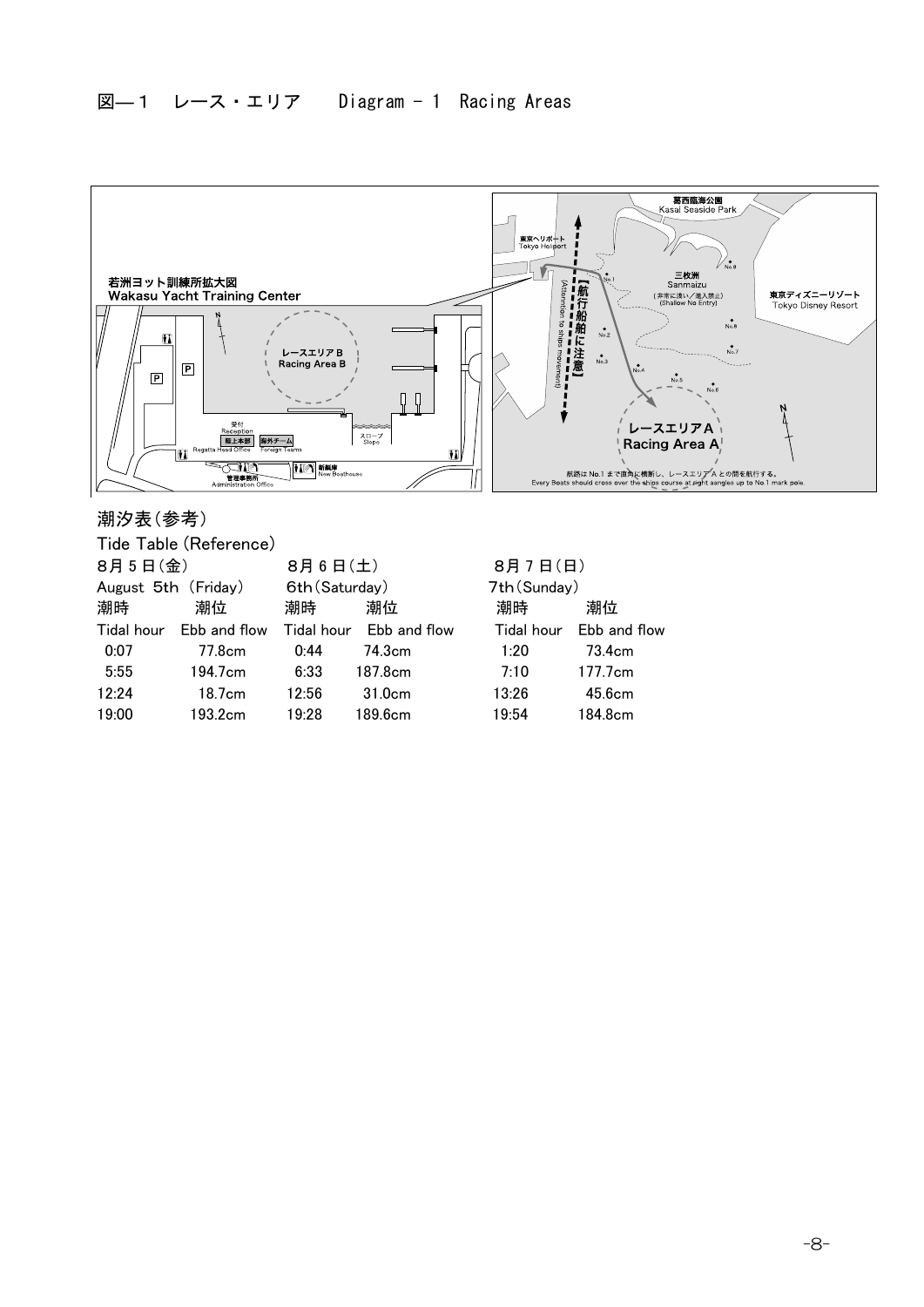# 図―１　レース・エリア　　Diagram - 1 Racing Areas

若洲ヨット訓練所拡大図
Wakasu Yacht Training Center

レースエリアＢ
Racing Area B

受付
Reception

陸上本部
Regatta Head Office

海外チーム
Foreign Teams

スロープ
Slope

新艇庫
New Boathouse

管理事務所
Administration Office

葛西臨海公園
Kasai Seaside Park

東京ヘリポート
Tokyo Heliport

【航行船に注意】
(Attention to ships movement)

三枚洲
Sanmaizu
（非常に浅い／進入禁止）
(Shallow No Entry)

東京ディズニーリゾート
Tokyo Disney Resort

No.1 No.2 No.3 No.4 No.5 No.6 No.7 No.8 No.9

レースエリアＡ
Racing Area A

航路は No.1 まで直角に横断し、レースエリアＡとの間を航行する。
Every Boats should cross over the ships course at right aangles up to No.1 mark pole.

## 潮汐表(参考)

Tide Table (Reference)

| 8月５日(金) August 5th (Friday) | | 8月６日(土) 6th(Saturday) | | 8月７日(日) 7th(Sunday) | |
|---|---|---|---|---|---|
| 潮時 Tidal hour | 潮位 Ebb and flow | 潮時 Tidal hour | 潮位 Ebb and flow | 潮時 Tidal hour | 潮位 Ebb and flow |
| 0:07 | 77.8cm | 0:44 | 74.3cm | 1:20 | 73.4cm |
| 5:55 | 194.7cm | 6:33 | 187.8cm | 7:10 | 177.7cm |
| 12:24 | 18.7cm | 12:56 | 31.0cm | 13:26 | 45.6cm |
| 19:00 | 193.2cm | 19:28 | 189.6cm | 19:54 | 184.8cm |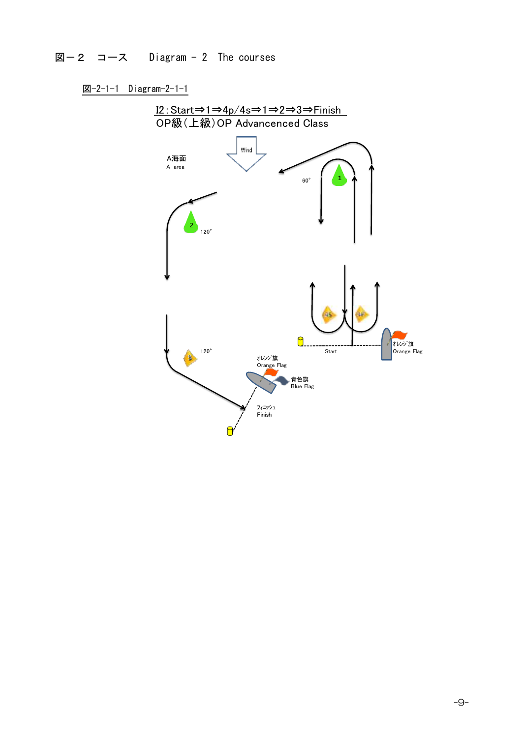図－２　コース　　Diagram - 2　The courses

図-2-1-1　Diagram-2-1-1

I2：Start⇒1⇒4p/4s⇒1⇒2⇒3⇒Finish

OP級（上級）OP Advancenced Class

Wind

A海面
A area

60°

1

2

120°

4S

4P

オレンジ旗
Orange Flag

Start

120°

3

オレンジ旗
Orange Flag

青色旗
Blue Flag

ﾌｨﾆｯｼｭ
Finish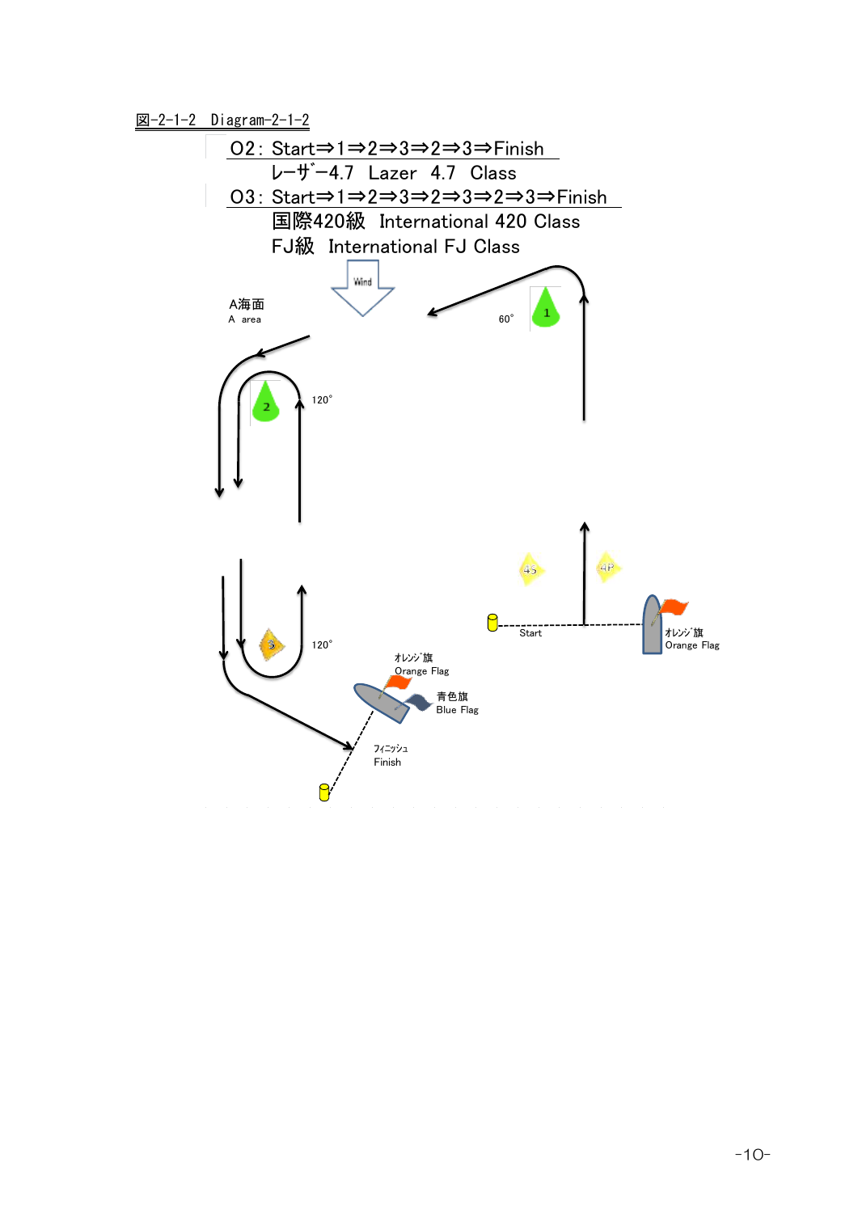図-2-1-2　Diagram-2-1-2

O2：Start⇒1⇒2⇒3⇒2⇒3⇒Finish

レーザ―4.7　Lazer　4.7　Class

O3：Start⇒1⇒2⇒3⇒2⇒3⇒2⇒3⇒Finish

国際420級　International 420 Class

FJ級　International FJ Class

Wind

A海面
A area

60°

1

2

120°

3

120°

45

4P

Start

オレンジ旗
Orange Flag

オレンジ旗
Orange Flag

青色旗
Blue Flag

フィニッシュ
Finish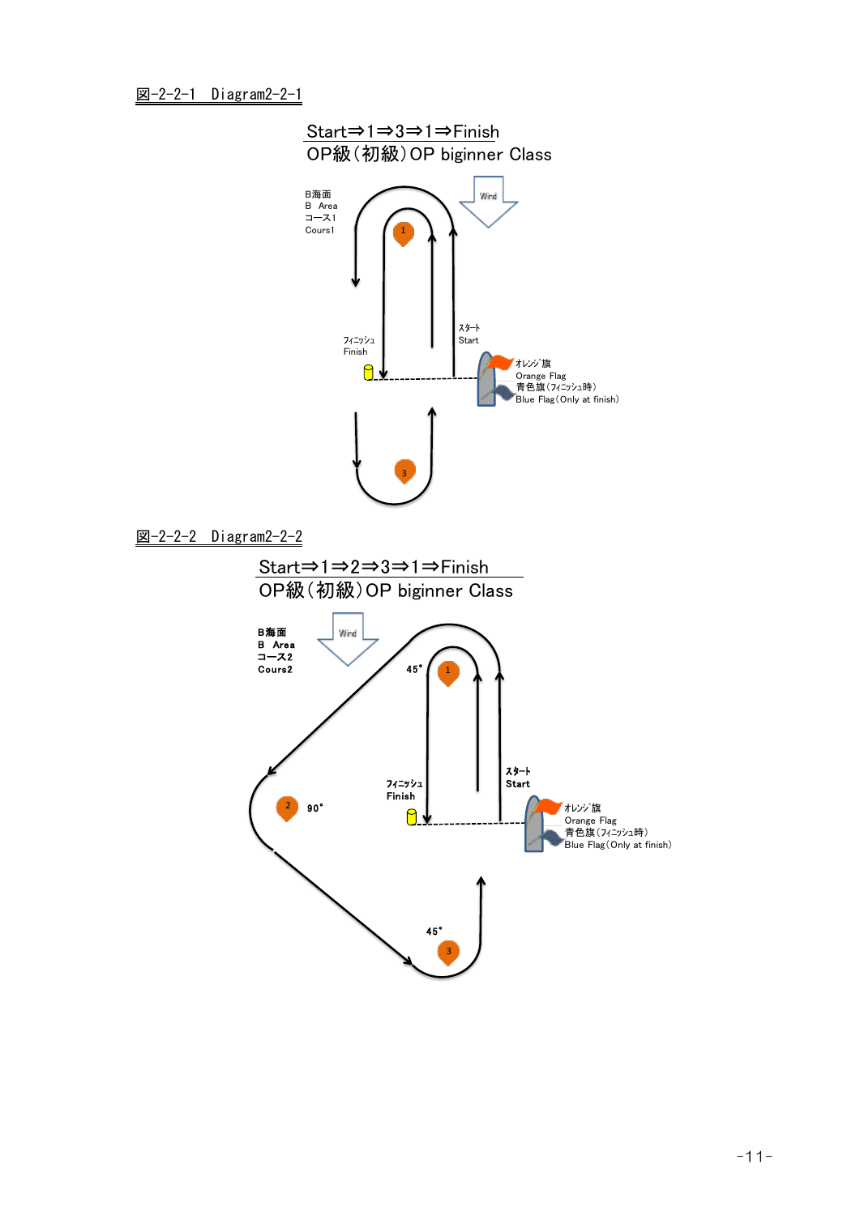図-2-2-1　Diagram2-2-1

Start⇒1⇒3⇒1⇒Finish
OP級(初級)OP biginner Class

B海面
B　Area
コース1
Cours1

Wind

1

スタート
Start

フィニッシュ
Finish

オレンジ旗
Orange Flag
青色旗(フィニッシュ時)
Blue Flag(Only at finish)

3

図-2-2-2　Diagram2-2-2

Start⇒1⇒2⇒3⇒1⇒Finish
OP級(初級)OP biginner Class

B海面
B　Area
コース2
Cours2

Wind

45°

1

2

90°

スタート
Start

フィニッシュ
Finish

オレンジ旗
Orange Flag
青色旗(フィニッシュ時)
Blue Flag(Only at finish)

45°

3